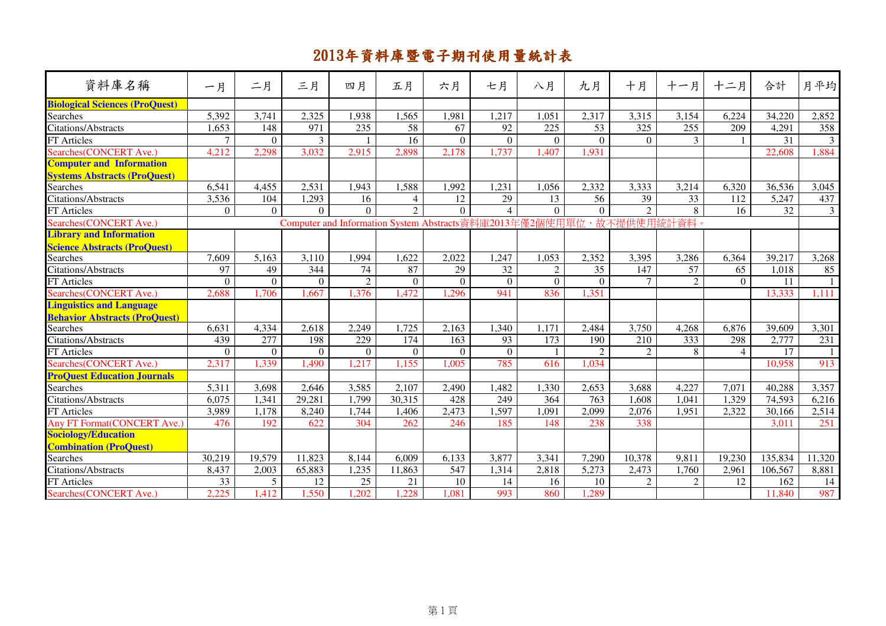# 2013年資料庫暨電子期刊使用量統計表

| 資料庫名稱 | 一月 | 二月 | 三月 | 四月 | 五月 | 六月 | 七月 | 八月 | 九月 | 十月 | 十一月 | 十二月 | 合計 | 月平均 |
|---|---|---|---|---|---|---|---|---|---|---|---|---|---|---|
| **Biological Sciences (ProQuest)** | | | | | | | | | | | | | | |
| Searches | 5,392 | 3,741 | 2,325 | 1,938 | 1,565 | 1,981 | 1,217 | 1,051 | 2,317 | 3,315 | 3,154 | 6,224 | 34,220 | 2,852 |
| Citations/Abstracts | 1,653 | 148 | 971 | 235 | 58 | 67 | 92 | 225 | 53 | 325 | 255 | 209 | 4,291 | 358 |
| FT Articles | 7 | 0 | 3 | 1 | 16 | 0 | 0 | 0 | 0 | 0 | 3 | 1 | 31 | 3 |
| Searches(CONCERT Ave.) | 4,212 | 2,298 | 3,032 | 2,915 | 2,898 | 2,178 | 1,737 | 1,407 | 1,931 | | | | 22,608 | 1,884 |
| **Computer and Information Systems Abstracts (ProQuest)** | | | | | | | | | | | | | | |
| Searches | 6,541 | 4,455 | 2,531 | 1,943 | 1,588 | 1,992 | 1,231 | 1,056 | 2,332 | 3,333 | 3,214 | 6,320 | 36,536 | 3,045 |
| Citations/Abstracts | 3,536 | 104 | 1,293 | 16 | 4 | 12 | 29 | 13 | 56 | 39 | 33 | 112 | 5,247 | 437 |
| FT Articles | 0 | 0 | 0 | 0 | 2 | 0 | 4 | 0 | 0 | 2 | 8 | 16 | 32 | 3 |
| Searches(CONCERT Ave.) | Computer and Information System Abstracts資料庫2013年僅2個使用單位，故不提供使用統計資料。 | | | | | | | | | | | | | |
| **Library and Information Science Abstracts (ProQuest)** | | | | | | | | | | | | | | |
| Searches | 7,609 | 5,163 | 3,110 | 1,994 | 1,622 | 2,022 | 1,247 | 1,053 | 2,352 | 3,395 | 3,286 | 6,364 | 39,217 | 3,268 |
| Citations/Abstracts | 97 | 49 | 344 | 74 | 87 | 29 | 32 | 2 | 35 | 147 | 57 | 65 | 1,018 | 85 |
| FT Articles | 0 | 0 | 0 | 2 | 0 | 0 | 0 | 0 | 0 | 7 | 2 | 0 | 11 | 1 |
| Searches(CONCERT Ave.) | 2,688 | 1,706 | 1,667 | 1,376 | 1,472 | 1,296 | 941 | 836 | 1,351 | | | | 13,333 | 1,111 |
| **Linguistics and Language Behavior Abstracts (ProQuest)** | | | | | | | | | | | | | | |
| Searches | 6,631 | 4,334 | 2,618 | 2,249 | 1,725 | 2,163 | 1,340 | 1,171 | 2,484 | 3,750 | 4,268 | 6,876 | 39,609 | 3,301 |
| Citations/Abstracts | 439 | 277 | 198 | 229 | 174 | 163 | 93 | 173 | 190 | 210 | 333 | 298 | 2,777 | 231 |
| FT Articles | 0 | 0 | 0 | 0 | 0 | 0 | 0 | 1 | 2 | 2 | 8 | 4 | 17 | 1 |
| Searches(CONCERT Ave.) | 2,317 | 1,339 | 1,490 | 1,217 | 1,155 | 1,005 | 785 | 616 | 1,034 | | | | 10,958 | 913 |
| **ProQuest Education Journals** | | | | | | | | | | | | | | |
| Searches | 5,311 | 3,698 | 2,646 | 3,585 | 2,107 | 2,490 | 1,482 | 1,330 | 2,653 | 3,688 | 4,227 | 7,071 | 40,288 | 3,357 |
| Citations/Abstracts | 6,075 | 1,341 | 29,281 | 1,799 | 30,315 | 428 | 249 | 364 | 763 | 1,608 | 1,041 | 1,329 | 74,593 | 6,216 |
| FT Articles | 3,989 | 1,178 | 8,240 | 1,744 | 1,406 | 2,473 | 1,597 | 1,091 | 2,099 | 2,076 | 1,951 | 2,322 | 30,166 | 2,514 |
| Any FT Format(CONCERT Ave.) | 476 | 192 | 622 | 304 | 262 | 246 | 185 | 148 | 238 | 338 | | | 3,011 | 251 |
| **Sociology/Education Combination (ProQuest)** | | | | | | | | | | | | | | |
| Searches | 30,219 | 19,579 | 11,823 | 8,144 | 6,009 | 6,133 | 3,877 | 3,341 | 7,290 | 10,378 | 9,811 | 19,230 | 135,834 | 11,320 |
| Citations/Abstracts | 8,437 | 2,003 | 65,883 | 1,235 | 11,863 | 547 | 1,314 | 2,818 | 5,273 | 2,473 | 1,760 | 2,961 | 106,567 | 8,881 |
| FT Articles | 33 | 5 | 12 | 25 | 21 | 10 | 14 | 16 | 10 | 2 | 2 | 12 | 162 | 14 |
| Searches(CONCERT Ave.) | 2,225 | 1,412 | 1,550 | 1,202 | 1,228 | 1,081 | 993 | 860 | 1,289 | | | | 11,840 | 987 |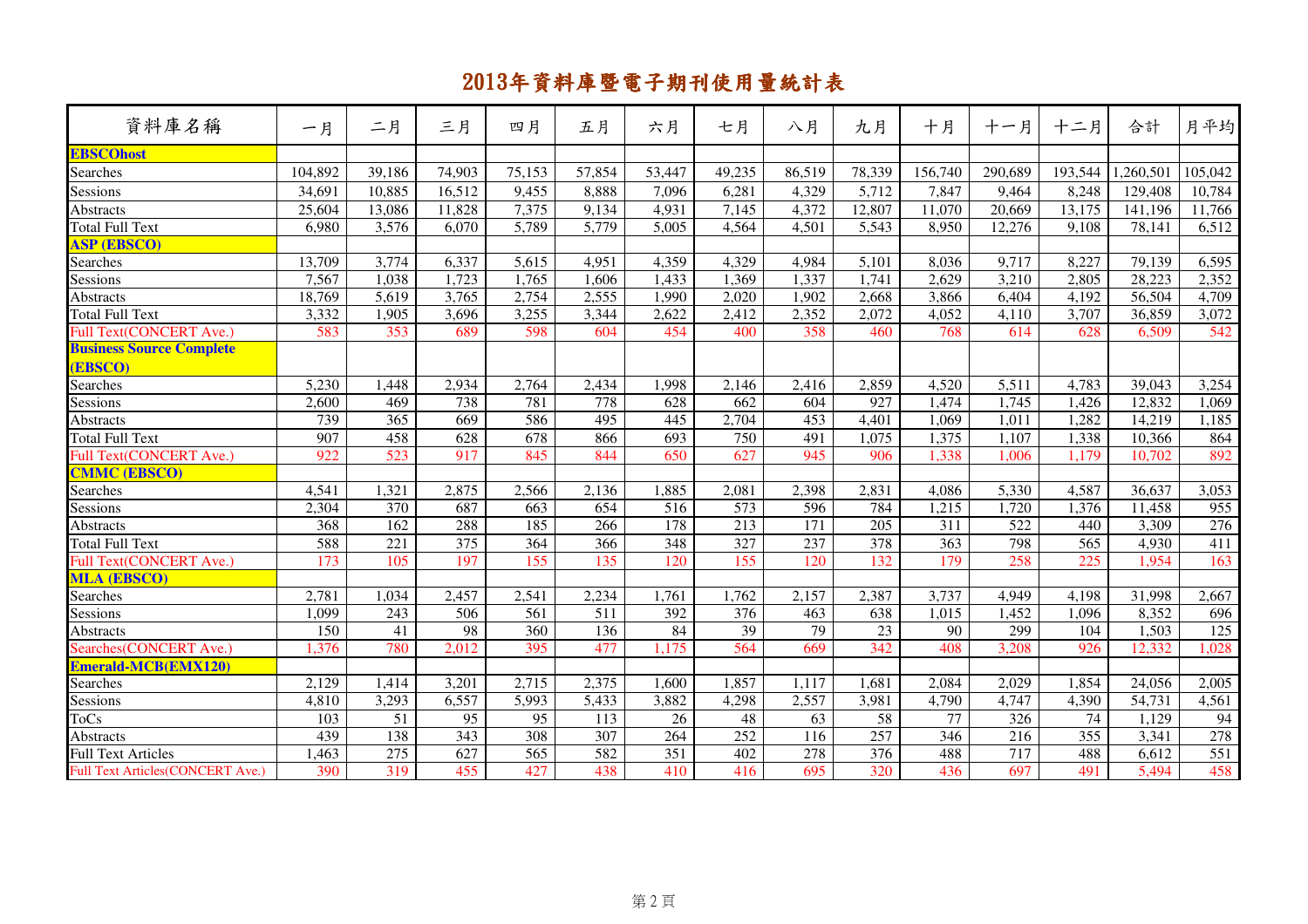# 2013年資料庫暨電子期刊使用量統計表

| 資料庫名稱 | 一月 | 二月 | 三月 | 四月 | 五月 | 六月 | 七月 | 八月 | 九月 | 十月 | 十一月 | 十二月 | 合計 | 月平均 |
|---|---|---|---|---|---|---|---|---|---|---|---|---|---|---|
| **EBSCOhost** | | | | | | | | | | | | | | |
| Searches | 104,892 | 39,186 | 74,903 | 75,153 | 57,854 | 53,447 | 49,235 | 86,519 | 78,339 | 156,740 | 290,689 | 193,544 | 1,260,501 | 105,042 |
| Sessions | 34,691 | 10,885 | 16,512 | 9,455 | 8,888 | 7,096 | 6,281 | 4,329 | 5,712 | 7,847 | 9,464 | 8,248 | 129,408 | 10,784 |
| Abstracts | 25,604 | 13,086 | 11,828 | 7,375 | 9,134 | 4,931 | 7,145 | 4,372 | 12,807 | 11,070 | 20,669 | 13,175 | 141,196 | 11,766 |
| Total Full Text | 6,980 | 3,576 | 6,070 | 5,789 | 5,779 | 5,005 | 4,564 | 4,501 | 5,543 | 8,950 | 12,276 | 9,108 | 78,141 | 6,512 |
| **ASP (EBSCO)** | | | | | | | | | | | | | | |
| Searches | 13,709 | 3,774 | 6,337 | 5,615 | 4,951 | 4,359 | 4,329 | 4,984 | 5,101 | 8,036 | 9,717 | 8,227 | 79,139 | 6,595 |
| Sessions | 7,567 | 1,038 | 1,723 | 1,765 | 1,606 | 1,433 | 1,369 | 1,337 | 1,741 | 2,629 | 3,210 | 2,805 | 28,223 | 2,352 |
| Abstracts | 18,769 | 5,619 | 3,765 | 2,754 | 2,555 | 1,990 | 2,020 | 1,902 | 2,668 | 3,866 | 6,404 | 4,192 | 56,504 | 4,709 |
| Total Full Text | 3,332 | 1,905 | 3,696 | 3,255 | 3,344 | 2,622 | 2,412 | 2,352 | 2,072 | 4,052 | 4,110 | 3,707 | 36,859 | 3,072 |
| Full Text(CONCERT Ave.) | 583 | 353 | 689 | 598 | 604 | 454 | 400 | 358 | 460 | 768 | 614 | 628 | 6,509 | 542 |
| **Business Source Complete (EBSCO)** | | | | | | | | | | | | | | |
| Searches | 5,230 | 1,448 | 2,934 | 2,764 | 2,434 | 1,998 | 2,146 | 2,416 | 2,859 | 4,520 | 5,511 | 4,783 | 39,043 | 3,254 |
| Sessions | 2,600 | 469 | 738 | 781 | 778 | 628 | 662 | 604 | 927 | 1,474 | 1,745 | 1,426 | 12,832 | 1,069 |
| Abstracts | 739 | 365 | 669 | 586 | 495 | 445 | 2,704 | 453 | 4,401 | 1,069 | 1,011 | 1,282 | 14,219 | 1,185 |
| Total Full Text | 907 | 458 | 628 | 678 | 866 | 693 | 750 | 491 | 1,075 | 1,375 | 1,107 | 1,338 | 10,366 | 864 |
| Full Text(CONCERT Ave.) | 922 | 523 | 917 | 845 | 844 | 650 | 627 | 945 | 906 | 1,338 | 1,006 | 1,179 | 10,702 | 892 |
| **CMMC (EBSCO)** | | | | | | | | | | | | | | |
| Searches | 4,541 | 1,321 | 2,875 | 2,566 | 2,136 | 1,885 | 2,081 | 2,398 | 2,831 | 4,086 | 5,330 | 4,587 | 36,637 | 3,053 |
| Sessions | 2,304 | 370 | 687 | 663 | 654 | 516 | 573 | 596 | 784 | 1,215 | 1,720 | 1,376 | 11,458 | 955 |
| Abstracts | 368 | 162 | 288 | 185 | 266 | 178 | 213 | 171 | 205 | 311 | 522 | 440 | 3,309 | 276 |
| Total Full Text | 588 | 221 | 375 | 364 | 366 | 348 | 327 | 237 | 378 | 363 | 798 | 565 | 4,930 | 411 |
| Full Text(CONCERT Ave.) | 173 | 105 | 197 | 155 | 135 | 120 | 155 | 120 | 132 | 179 | 258 | 225 | 1,954 | 163 |
| **MLA (EBSCO)** | | | | | | | | | | | | | | |
| Searches | 2,781 | 1,034 | 2,457 | 2,541 | 2,234 | 1,761 | 1,762 | 2,157 | 2,387 | 3,737 | 4,949 | 4,198 | 31,998 | 2,667 |
| Sessions | 1,099 | 243 | 506 | 561 | 511 | 392 | 376 | 463 | 638 | 1,015 | 1,452 | 1,096 | 8,352 | 696 |
| Abstracts | 150 | 41 | 98 | 360 | 136 | 84 | 39 | 79 | 23 | 90 | 299 | 104 | 1,503 | 125 |
| Searches(CONCERT Ave.) | 1,376 | 780 | 2,012 | 395 | 477 | 1,175 | 564 | 669 | 342 | 408 | 3,208 | 926 | 12,332 | 1,028 |
| **Emerald-MCB(EMX120)** | | | | | | | | | | | | | | |
| Searches | 2,129 | 1,414 | 3,201 | 2,715 | 2,375 | 1,600 | 1,857 | 1,117 | 1,681 | 2,084 | 2,029 | 1,854 | 24,056 | 2,005 |
| Sessions | 4,810 | 3,293 | 6,557 | 5,993 | 5,433 | 3,882 | 4,298 | 2,557 | 3,981 | 4,790 | 4,747 | 4,390 | 54,731 | 4,561 |
| ToCs | 103 | 51 | 95 | 95 | 113 | 26 | 48 | 63 | 58 | 77 | 326 | 74 | 1,129 | 94 |
| Abstracts | 439 | 138 | 343 | 308 | 307 | 264 | 252 | 116 | 257 | 346 | 216 | 355 | 3,341 | 278 |
| Full Text Articles | 1,463 | 275 | 627 | 565 | 582 | 351 | 402 | 278 | 376 | 488 | 717 | 488 | 6,612 | 551 |
| Full Text Articles(CONCERT Ave.) | 390 | 319 | 455 | 427 | 438 | 410 | 416 | 695 | 320 | 436 | 697 | 491 | 5,494 | 458 |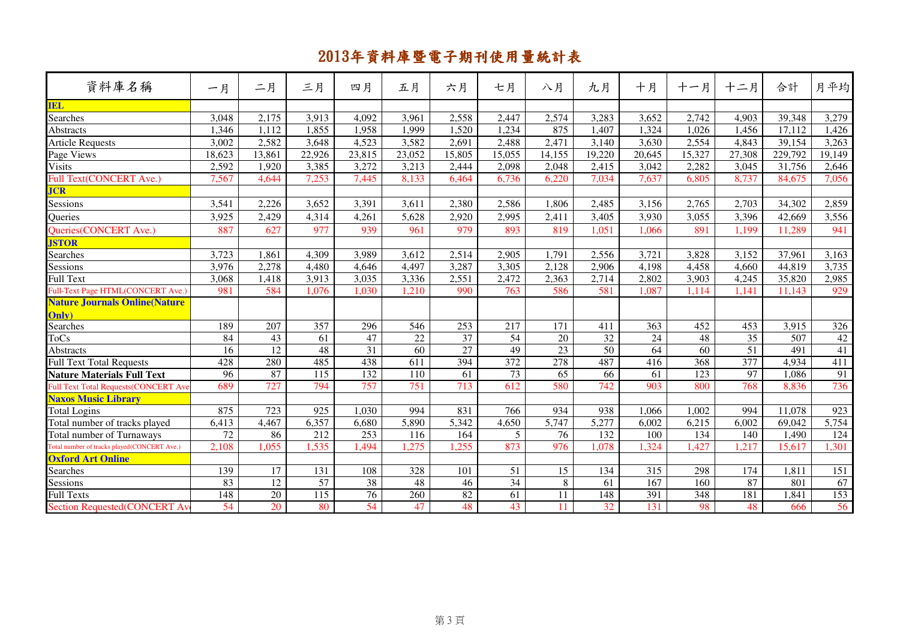# 2013年資料庫暨電子期刊使用量統計表

| 資料庫名稱 | 一月 | 二月 | 三月 | 四月 | 五月 | 六月 | 七月 | 八月 | 九月 | 十月 | 十一月 | 十二月 | 合計 | 月平均 |
|---|---|---|---|---|---|---|---|---|---|---|---|---|---|---|
| **IEL** | | | | | | | | | | | | | | |
| Searches | 3,048 | 2,175 | 3,913 | 4,092 | 3,961 | 2,558 | 2,447 | 2,574 | 3,283 | 3,652 | 2,742 | 4,903 | 39,348 | 3,279 |
| Abstracts | 1,346 | 1,112 | 1,855 | 1,958 | 1,999 | 1,520 | 1,234 | 875 | 1,407 | 1,324 | 1,026 | 1,456 | 17,112 | 1,426 |
| Article Requests | 3,002 | 2,582 | 3,648 | 4,523 | 3,582 | 2,691 | 2,488 | 2,471 | 3,140 | 3,630 | 2,554 | 4,843 | 39,154 | 3,263 |
| Page Views | 18,623 | 13,861 | 22,926 | 23,815 | 23,052 | 15,805 | 15,055 | 14,155 | 19,220 | 20,645 | 15,327 | 27,308 | 229,792 | 19,149 |
| Visits | 2,592 | 1,920 | 3,385 | 3,272 | 3,213 | 2,444 | 2,098 | 2,048 | 2,415 | 3,042 | 2,282 | 3,045 | 31,756 | 2,646 |
| Full Text(CONCERT Ave.) | 7,567 | 4,644 | 7,253 | 7,445 | 8,133 | 6,464 | 6,736 | 6,220 | 7,034 | 7,637 | 6,805 | 8,737 | 84,675 | 7,056 |
| **JCR** | | | | | | | | | | | | | | |
| Sessions | 3,541 | 2,226 | 3,652 | 3,391 | 3,611 | 2,380 | 2,586 | 1,806 | 2,485 | 3,156 | 2,765 | 2,703 | 34,302 | 2,859 |
| Queries | 3,925 | 2,429 | 4,314 | 4,261 | 5,628 | 2,920 | 2,995 | 2,411 | 3,405 | 3,930 | 3,055 | 3,396 | 42,669 | 3,556 |
| Queries(CONCERT Ave.) | 887 | 627 | 977 | 939 | 961 | 979 | 893 | 819 | 1,051 | 1,066 | 891 | 1,199 | 11,289 | 941 |
| **JSTOR** | | | | | | | | | | | | | | |
| Searches | 3,723 | 1,861 | 4,309 | 3,989 | 3,612 | 2,514 | 2,905 | 1,791 | 2,556 | 3,721 | 3,828 | 3,152 | 37,961 | 3,163 |
| Sessions | 3,976 | 2,278 | 4,480 | 4,646 | 4,497 | 3,287 | 3,305 | 2,128 | 2,906 | 4,198 | 4,458 | 4,660 | 44,819 | 3,735 |
| Full Text | 3,068 | 1,418 | 3,913 | 3,035 | 3,336 | 2,551 | 2,472 | 2,363 | 2,714 | 2,802 | 3,903 | 4,245 | 35,820 | 2,985 |
| Full-Text Page HTML(CONCERT Ave.) | 981 | 584 | 1,076 | 1,030 | 1,210 | 990 | 763 | 586 | 581 | 1,087 | 1,114 | 1,141 | 11,143 | 929 |
| **Nature Journals Online(Nature Only)** | | | | | | | | | | | | | | |
| Searches | 189 | 207 | 357 | 296 | 546 | 253 | 217 | 171 | 411 | 363 | 452 | 453 | 3,915 | 326 |
| ToCs | 84 | 43 | 61 | 47 | 22 | 37 | 54 | 20 | 32 | 24 | 48 | 35 | 507 | 42 |
| Abstracts | 16 | 12 | 48 | 31 | 60 | 27 | 49 | 23 | 50 | 64 | 60 | 51 | 491 | 41 |
| Full Text Total Requests | 428 | 280 | 485 | 438 | 611 | 394 | 372 | 278 | 487 | 416 | 368 | 377 | 4,934 | 411 |
| **Nature Materials Full Text** | 96 | 87 | 115 | 132 | 110 | 61 | 73 | 65 | 66 | 61 | 123 | 97 | 1,086 | 91 |
| Full Text Total Requests(CONCERT Ave | 689 | 727 | 794 | 757 | 751 | 713 | 612 | 580 | 742 | 903 | 800 | 768 | 8,836 | 736 |
| **Naxos Music Library** | | | | | | | | | | | | | | |
| Total Logins | 875 | 723 | 925 | 1,030 | 994 | 831 | 766 | 934 | 938 | 1,066 | 1,002 | 994 | 11,078 | 923 |
| Total number of tracks played | 6,413 | 4,467 | 6,357 | 6,680 | 5,890 | 5,342 | 4,650 | 5,747 | 5,277 | 6,002 | 6,215 | 6,002 | 69,042 | 5,754 |
| Total number of Turnaways | 72 | 86 | 212 | 253 | 116 | 164 | 5 | 76 | 132 | 100 | 134 | 140 | 1,490 | 124 |
| Total number of tracks played(CONCERT Ave.) | 2,108 | 1,055 | 1,535 | 1,494 | 1,275 | 1,255 | 873 | 976 | 1,078 | 1,324 | 1,427 | 1,217 | 15,617 | 1,301 |
| **Oxford Art Online** | | | | | | | | | | | | | | |
| Searches | 139 | 17 | 131 | 108 | 328 | 101 | 51 | 15 | 134 | 315 | 298 | 174 | 1,811 | 151 |
| Sessions | 83 | 12 | 57 | 38 | 48 | 46 | 34 | 8 | 61 | 167 | 160 | 87 | 801 | 67 |
| Full Texts | 148 | 20 | 115 | 76 | 260 | 82 | 61 | 11 | 148 | 391 | 348 | 181 | 1,841 | 153 |
| Section Requested(CONCERT Av | 54 | 20 | 80 | 54 | 47 | 48 | 43 | 11 | 32 | 131 | 98 | 48 | 666 | 56 |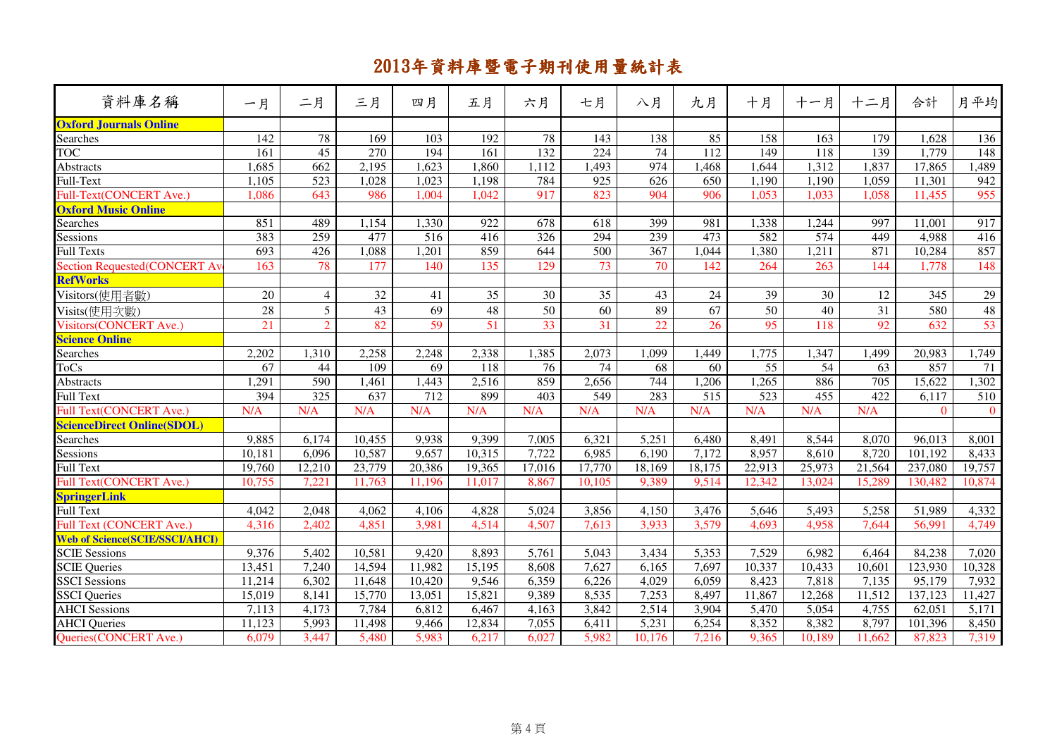# 2013年資料庫暨電子期刊使用量統計表

| 資料庫名稱 | 一月 | 二月 | 三月 | 四月 | 五月 | 六月 | 七月 | 八月 | 九月 | 十月 | 十一月 | 十二月 | 合計 | 月平均 |
|---|---|---|---|---|---|---|---|---|---|---|---|---|---|---|
| **Oxford Journals Online** | | | | | | | | | | | | | | |
| Searches | 142 | 78 | 169 | 103 | 192 | 78 | 143 | 138 | 85 | 158 | 163 | 179 | 1,628 | 136 |
| TOC | 161 | 45 | 270 | 194 | 161 | 132 | 224 | 74 | 112 | 149 | 118 | 139 | 1,779 | 148 |
| Abstracts | 1,685 | 662 | 2,195 | 1,623 | 1,860 | 1,112 | 1,493 | 974 | 1,468 | 1,644 | 1,312 | 1,837 | 17,865 | 1,489 |
| Full-Text | 1,105 | 523 | 1,028 | 1,023 | 1,198 | 784 | 925 | 626 | 650 | 1,190 | 1,190 | 1,059 | 11,301 | 942 |
| Full-Text(CONCERT Ave.) | 1,086 | 643 | 986 | 1,004 | 1,042 | 917 | 823 | 904 | 906 | 1,053 | 1,033 | 1,058 | 11,455 | 955 |
| **Oxford Music Online** | | | | | | | | | | | | | | |
| Searches | 851 | 489 | 1,154 | 1,330 | 922 | 678 | 618 | 399 | 981 | 1,338 | 1,244 | 997 | 11,001 | 917 |
| Sessions | 383 | 259 | 477 | 516 | 416 | 326 | 294 | 239 | 473 | 582 | 574 | 449 | 4,988 | 416 |
| Full Texts | 693 | 426 | 1,088 | 1,201 | 859 | 644 | 500 | 367 | 1,044 | 1,380 | 1,211 | 871 | 10,284 | 857 |
| Section Requested(CONCERT Av | 163 | 78 | 177 | 140 | 135 | 129 | 73 | 70 | 142 | 264 | 263 | 144 | 1,778 | 148 |
| **RefWorks** | | | | | | | | | | | | | | |
| Visitors(使用者數) | 20 | 4 | 32 | 41 | 35 | 30 | 35 | 43 | 24 | 39 | 30 | 12 | 345 | 29 |
| Visits(使用次數) | 28 | 5 | 43 | 69 | 48 | 50 | 60 | 89 | 67 | 50 | 40 | 31 | 580 | 48 |
| Visitors(CONCERT Ave.) | 21 | 2 | 82 | 59 | 51 | 33 | 31 | 22 | 26 | 95 | 118 | 92 | 632 | 53 |
| **Science Online** | | | | | | | | | | | | | | |
| Searches | 2,202 | 1,310 | 2,258 | 2,248 | 2,338 | 1,385 | 2,073 | 1,099 | 1,449 | 1,775 | 1,347 | 1,499 | 20,983 | 1,749 |
| ToCs | 67 | 44 | 109 | 69 | 118 | 76 | 74 | 68 | 60 | 55 | 54 | 63 | 857 | 71 |
| Abstracts | 1,291 | 590 | 1,461 | 1,443 | 2,516 | 859 | 2,656 | 744 | 1,206 | 1,265 | 886 | 705 | 15,622 | 1,302 |
| Full Text | 394 | 325 | 637 | 712 | 899 | 403 | 549 | 283 | 515 | 523 | 455 | 422 | 6,117 | 510 |
| Full Text(CONCERT Ave.) | N/A | N/A | N/A | N/A | N/A | N/A | N/A | N/A | N/A | N/A | N/A | N/A | 0 | 0 |
| **ScienceDirect Online(SDOL)** | | | | | | | | | | | | | | |
| Searches | 9,885 | 6,174 | 10,455 | 9,938 | 9,399 | 7,005 | 6,321 | 5,251 | 6,480 | 8,491 | 8,544 | 8,070 | 96,013 | 8,001 |
| Sessions | 10,181 | 6,096 | 10,587 | 9,657 | 10,315 | 7,722 | 6,985 | 6,190 | 7,172 | 8,957 | 8,610 | 8,720 | 101,192 | 8,433 |
| Full Text | 19,760 | 12,210 | 23,779 | 20,386 | 19,365 | 17,016 | 17,770 | 18,169 | 18,175 | 22,913 | 25,973 | 21,564 | 237,080 | 19,757 |
| Full Text(CONCERT Ave.) | 10,755 | 7,221 | 11,763 | 11,196 | 11,017 | 8,867 | 10,105 | 9,389 | 9,514 | 12,342 | 13,024 | 15,289 | 130,482 | 10,874 |
| **SpringerLink** | | | | | | | | | | | | | | |
| Full Text | 4,042 | 2,048 | 4,062 | 4,106 | 4,828 | 5,024 | 3,856 | 4,150 | 3,476 | 5,646 | 5,493 | 5,258 | 51,989 | 4,332 |
| Full Text (CONCERT Ave.) | 4,316 | 2,402 | 4,851 | 3,981 | 4,514 | 4,507 | 7,613 | 3,933 | 3,579 | 4,693 | 4,958 | 7,644 | 56,991 | 4,749 |
| **Web of Science(SCIE/SSCI/AHCI)** | | | | | | | | | | | | | | |
| SCIE Sessions | 9,376 | 5,402 | 10,581 | 9,420 | 8,893 | 5,761 | 5,043 | 3,434 | 5,353 | 7,529 | 6,982 | 6,464 | 84,238 | 7,020 |
| SCIE Queries | 13,451 | 7,240 | 14,594 | 11,982 | 15,195 | 8,608 | 7,627 | 6,165 | 7,697 | 10,337 | 10,433 | 10,601 | 123,930 | 10,328 |
| SSCI Sessions | 11,214 | 6,302 | 11,648 | 10,420 | 9,546 | 6,359 | 6,226 | 4,029 | 6,059 | 8,423 | 7,818 | 7,135 | 95,179 | 7,932 |
| SSCI Queries | 15,019 | 8,141 | 15,770 | 13,051 | 15,821 | 9,389 | 8,535 | 7,253 | 8,497 | 11,867 | 12,268 | 11,512 | 137,123 | 11,427 |
| AHCI Sessions | 7,113 | 4,173 | 7,784 | 6,812 | 6,467 | 4,163 | 3,842 | 2,514 | 3,904 | 5,470 | 5,054 | 4,755 | 62,051 | 5,171 |
| AHCI Queries | 11,123 | 5,993 | 11,498 | 9,466 | 12,834 | 7,055 | 6,411 | 5,231 | 6,254 | 8,352 | 8,382 | 8,797 | 101,396 | 8,450 |
| Queries(CONCERT Ave.) | 6,079 | 3,447 | 5,480 | 5,983 | 6,217 | 6,027 | 5,982 | 10,176 | 7,216 | 9,365 | 10,189 | 11,662 | 87,823 | 7,319 |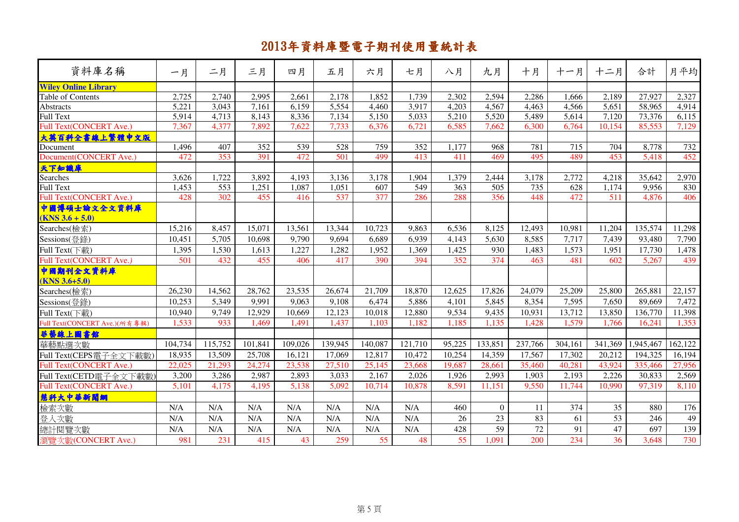# 2013年資料庫暨電子期刊使用量統計表

| 資料庫名稱 | 一月 | 二月 | 三月 | 四月 | 五月 | 六月 | 七月 | 八月 | 九月 | 十月 | 十一月 | 十二月 | 合計 | 月平均 |
|---|---|---|---|---|---|---|---|---|---|---|---|---|---|---|
| **Wiley Online Library** | | | | | | | | | | | | | | |
| Table of Contents | 2,725 | 2,740 | 2,995 | 2,661 | 2,178 | 1,852 | 1,739 | 2,302 | 2,594 | 2,286 | 1,666 | 2,189 | 27,927 | 2,327 |
| Abstracts | 5,221 | 3,043 | 7,161 | 6,159 | 5,554 | 4,460 | 3,917 | 4,203 | 4,567 | 4,463 | 4,566 | 5,651 | 58,965 | 4,914 |
| Full Text | 5,914 | 4,713 | 8,143 | 8,336 | 7,134 | 5,150 | 5,033 | 5,210 | 5,520 | 5,489 | 5,614 | 7,120 | 73,376 | 6,115 |
| Full Text(CONCERT Ave.) | 7,367 | 4,377 | 7,892 | 7,622 | 7,733 | 6,376 | 6,721 | 6,585 | 7,662 | 6,300 | 6,764 | 10,154 | 85,553 | 7,129 |
| **大英百科全書線上繁體中文版** | | | | | | | | | | | | | | |
| Document | 1,496 | 407 | 352 | 539 | 528 | 759 | 352 | 1,177 | 968 | 781 | 715 | 704 | 8,778 | 732 |
| Document(CONCERT Ave.) | 472 | 353 | 391 | 472 | 501 | 499 | 413 | 411 | 469 | 495 | 489 | 453 | 5,418 | 452 |
| **天下知識庫** | | | | | | | | | | | | | | |
| Searches | 3,626 | 1,722 | 3,892 | 4,193 | 3,136 | 3,178 | 1,904 | 1,379 | 2,444 | 3,178 | 2,772 | 4,218 | 35,642 | 2,970 |
| Full Text | 1,453 | 553 | 1,251 | 1,087 | 1,051 | 607 | 549 | 363 | 505 | 735 | 628 | 1,174 | 9,956 | 830 |
| Full Text(CONCERT Ave.) | 428 | 302 | 455 | 416 | 537 | 377 | 286 | 288 | 356 | 448 | 472 | 511 | 4,876 | 406 |
| **中國博碩士論文全文資料庫 (KNS 3.6 + 5.0)** | | | | | | | | | | | | | | |
| Searches(檢索) | 15,216 | 8,457 | 15,071 | 13,561 | 13,344 | 10,723 | 9,863 | 6,536 | 8,125 | 12,493 | 10,981 | 11,204 | 135,574 | 11,298 |
| Sessions(登錄) | 10,451 | 5,705 | 10,698 | 9,790 | 9,694 | 6,689 | 6,939 | 4,143 | 5,630 | 8,585 | 7,717 | 7,439 | 93,480 | 7,790 |
| Full Text(下載) | 1,395 | 1,530 | 1,613 | 1,227 | 1,282 | 1,952 | 1,369 | 1,425 | 930 | 1,483 | 1,573 | 1,951 | 17,730 | 1,478 |
| Full Text(CONCERT Ave.) | 501 | 432 | 455 | 406 | 417 | 390 | 394 | 352 | 374 | 463 | 481 | 602 | 5,267 | 439 |
| **中國期刊全文資料庫 (KNS 3.6+5.0)** | | | | | | | | | | | | | | |
| Searches(檢索) | 26,230 | 14,562 | 28,762 | 23,535 | 26,674 | 21,709 | 18,870 | 12,625 | 17,826 | 24,079 | 25,209 | 25,800 | 265,881 | 22,157 |
| Sessions(登錄) | 10,253 | 5,349 | 9,991 | 9,063 | 9,108 | 6,474 | 5,886 | 4,101 | 5,845 | 8,354 | 7,595 | 7,650 | 89,669 | 7,472 |
| Full Text(下載) | 10,940 | 9,749 | 12,929 | 10,669 | 12,123 | 10,018 | 12,880 | 9,534 | 9,435 | 10,931 | 13,712 | 13,850 | 136,770 | 11,398 |
| Full Text(CONCERT Ave.)(所有專輯) | 1,533 | 933 | 1,469 | 1,491 | 1,437 | 1,103 | 1,182 | 1,185 | 1,135 | 1,428 | 1,579 | 1,766 | 16,241 | 1,353 |
| **華藝線上圖書館** | | | | | | | | | | | | | | |
| 華藝點選次數 | 104,734 | 115,752 | 101,841 | 109,026 | 139,945 | 140,087 | 121,710 | 95,225 | 133,851 | 237,766 | 304,161 | 341,369 | 1,945,467 | 162,122 |
| Full Text(CEPS電子全文下載數) | 18,935 | 13,509 | 25,708 | 16,121 | 17,069 | 12,817 | 10,472 | 10,254 | 14,359 | 17,567 | 17,302 | 20,212 | 194,325 | 16,194 |
| Full Text(CONCERT Ave.) | 22,025 | 21,293 | 24,274 | 23,538 | 27,510 | 25,145 | 23,668 | 19,687 | 28,661 | 35,460 | 40,281 | 43,924 | 335,466 | 27,956 |
| Full Text(CETD電子全文下載數) | 3,200 | 3,286 | 2,987 | 2,893 | 3,033 | 2,167 | 2,026 | 1,926 | 2,993 | 1,903 | 2,193 | 2,226 | 30,833 | 2,569 |
| Full Text(CONCERT Ave.) | 5,101 | 4,175 | 4,195 | 5,138 | 5,092 | 10,714 | 10,878 | 8,591 | 11,151 | 9,550 | 11,744 | 10,990 | 97,319 | 8,110 |
| **慧科大中華新聞網** | | | | | | | | | | | | | | |
| 檢索次數 | N/A | N/A | N/A | N/A | N/A | N/A | N/A | 460 | 0 | 11 | 374 | 35 | 880 | 176 |
| 登入次數 | N/A | N/A | N/A | N/A | N/A | N/A | N/A | 26 | 23 | 83 | 61 | 53 | 246 | 49 |
| 總計閱覽次數 | N/A | N/A | N/A | N/A | N/A | N/A | N/A | 428 | 59 | 72 | 91 | 47 | 697 | 139 |
| 瀏覽次數(CONCERT Ave.) | 981 | 231 | 415 | 43 | 259 | 55 | 48 | 55 | 1,091 | 200 | 234 | 36 | 3,648 | 730 |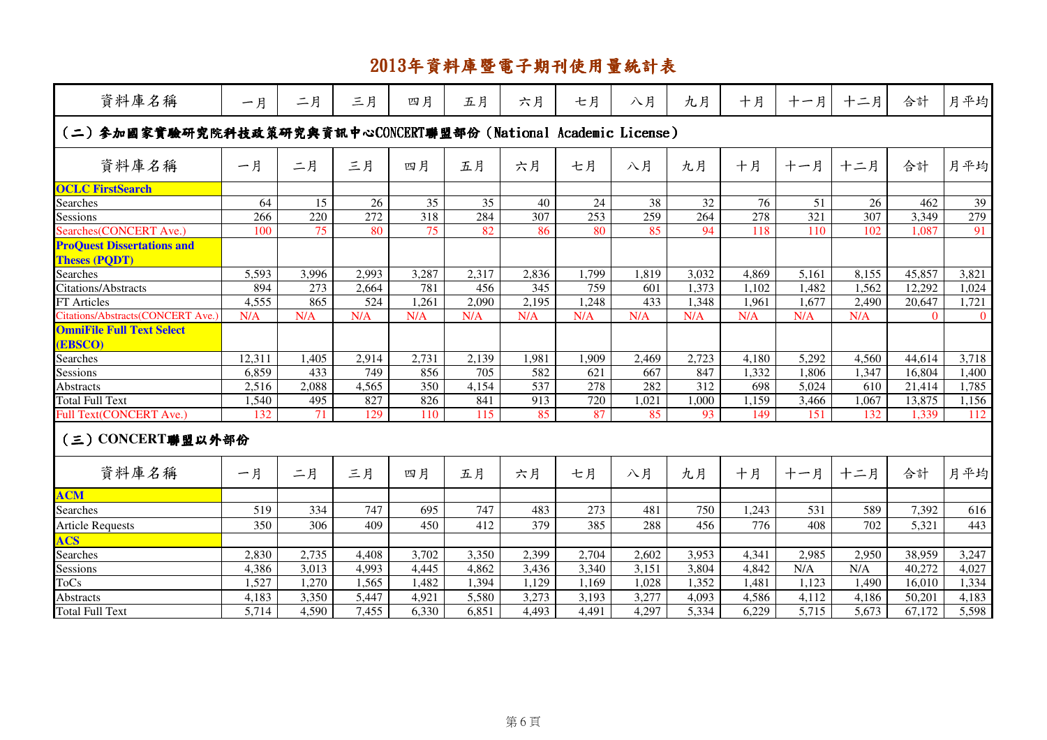# 2013年資料庫暨電子期刊使用量統計表

| 資料庫名稱 | 一月 | 二月 | 三月 | 四月 | 五月 | 六月 | 七月 | 八月 | 九月 | 十月 | 十一月 | 十二月 | 合計 | 月平均 |
|---|---|---|---|---|---|---|---|---|---|---|---|---|---|---|

## （二）參加國家實驗研究院科技政策研究與資訊中心CONCERT聯盟部份（National Academic License）

| 資料庫名稱 | 一月 | 二月 | 三月 | 四月 | 五月 | 六月 | 七月 | 八月 | 九月 | 十月 | 十一月 | 十二月 | 合計 | 月平均 |
|---|---|---|---|---|---|---|---|---|---|---|---|---|---|---|
| **OCLC FirstSearch** | | | | | | | | | | | | | | |
| Searches | 64 | 15 | 26 | 35 | 35 | 40 | 24 | 38 | 32 | 76 | 51 | 26 | 462 | 39 |
| Sessions | 266 | 220 | 272 | 318 | 284 | 307 | 253 | 259 | 264 | 278 | 321 | 307 | 3,349 | 279 |
| Searches(CONCERT Ave.) | 100 | 75 | 80 | 75 | 82 | 86 | 80 | 85 | 94 | 118 | 110 | 102 | 1,087 | 91 |
| **ProQuest Dissertations and Theses (PQDT)** | | | | | | | | | | | | | | |
| Searches | 5,593 | 3,996 | 2,993 | 3,287 | 2,317 | 2,836 | 1,799 | 1,819 | 3,032 | 4,869 | 5,161 | 8,155 | 45,857 | 3,821 |
| Citations/Abstracts | 894 | 273 | 2,664 | 781 | 456 | 345 | 759 | 601 | 1,373 | 1,102 | 1,482 | 1,562 | 12,292 | 1,024 |
| FT Articles | 4,555 | 865 | 524 | 1,261 | 2,090 | 2,195 | 1,248 | 433 | 1,348 | 1,961 | 1,677 | 2,490 | 20,647 | 1,721 |
| Citations/Abstracts(CONCERT Ave.) | N/A | N/A | N/A | N/A | N/A | N/A | N/A | N/A | N/A | N/A | N/A | N/A | 0 | 0 |
| **OmniFile Full Text Select (EBSCO)** | | | | | | | | | | | | | | |
| Searches | 12,311 | 1,405 | 2,914 | 2,731 | 2,139 | 1,981 | 1,909 | 2,469 | 2,723 | 4,180 | 5,292 | 4,560 | 44,614 | 3,718 |
| Sessions | 6,859 | 433 | 749 | 856 | 705 | 582 | 621 | 667 | 847 | 1,332 | 1,806 | 1,347 | 16,804 | 1,400 |
| Abstracts | 2,516 | 2,088 | 4,565 | 350 | 4,154 | 537 | 278 | 282 | 312 | 698 | 5,024 | 610 | 21,414 | 1,785 |
| Total Full Text | 1,540 | 495 | 827 | 826 | 841 | 913 | 720 | 1,021 | 1,000 | 1,159 | 3,466 | 1,067 | 13,875 | 1,156 |
| Full Text(CONCERT Ave.) | 132 | 71 | 129 | 110 | 115 | 85 | 87 | 85 | 93 | 149 | 151 | 132 | 1,339 | 112 |

## （三）CONCERT聯盟以外部份

| 資料庫名稱 | 一月 | 二月 | 三月 | 四月 | 五月 | 六月 | 七月 | 八月 | 九月 | 十月 | 十一月 | 十二月 | 合計 | 月平均 |
|---|---|---|---|---|---|---|---|---|---|---|---|---|---|---|
| **ACM** | | | | | | | | | | | | | | |
| Searches | 519 | 334 | 747 | 695 | 747 | 483 | 273 | 481 | 750 | 1,243 | 531 | 589 | 7,392 | 616 |
| Article Requests | 350 | 306 | 409 | 450 | 412 | 379 | 385 | 288 | 456 | 776 | 408 | 702 | 5,321 | 443 |
| **ACS** | | | | | | | | | | | | | | |
| Searches | 2,830 | 2,735 | 4,408 | 3,702 | 3,350 | 2,399 | 2,704 | 2,602 | 3,953 | 4,341 | 2,985 | 2,950 | 38,959 | 3,247 |
| Sessions | 4,386 | 3,013 | 4,993 | 4,445 | 4,862 | 3,436 | 3,340 | 3,151 | 3,804 | 4,842 | N/A | N/A | 40,272 | 4,027 |
| ToCs | 1,527 | 1,270 | 1,565 | 1,482 | 1,394 | 1,129 | 1,169 | 1,028 | 1,352 | 1,481 | 1,123 | 1,490 | 16,010 | 1,334 |
| Abstracts | 4,183 | 3,350 | 5,447 | 4,921 | 5,580 | 3,273 | 3,193 | 3,277 | 4,093 | 4,586 | 4,112 | 4,186 | 50,201 | 4,183 |
| Total Full Text | 5,714 | 4,590 | 7,455 | 6,330 | 6,851 | 4,493 | 4,491 | 4,297 | 5,334 | 6,229 | 5,715 | 5,673 | 67,172 | 5,598 |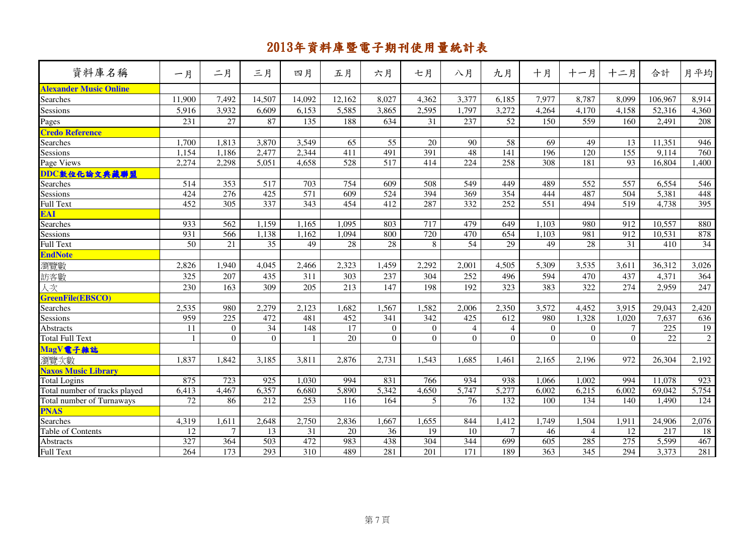# 2013年資料庫暨電子期刊使用量統計表

| 資料庫名稱 | 一月 | 二月 | 三月 | 四月 | 五月 | 六月 | 七月 | 八月 | 九月 | 十月 | 十一月 | 十二月 | 合計 | 月平均 |
|---|---|---|---|---|---|---|---|---|---|---|---|---|---|---|
| **Alexander Music Online** | | | | | | | | | | | | | | |
| Searches | 11,900 | 7,492 | 14,507 | 14,092 | 12,162 | 8,027 | 4,362 | 3,377 | 6,185 | 7,977 | 8,787 | 8,099 | 106,967 | 8,914 |
| Sessions | 5,916 | 3,932 | 6,609 | 6,153 | 5,585 | 3,865 | 2,595 | 1,797 | 3,272 | 4,264 | 4,170 | 4,158 | 52,316 | 4,360 |
| Pages | 231 | 27 | 87 | 135 | 188 | 634 | 31 | 237 | 52 | 150 | 559 | 160 | 2,491 | 208 |
| **Credo Reference** | | | | | | | | | | | | | | |
| Searches | 1,700 | 1,813 | 3,870 | 3,549 | 65 | 55 | 20 | 90 | 58 | 69 | 49 | 13 | 11,351 | 946 |
| Sessions | 1,154 | 1,186 | 2,477 | 2,344 | 411 | 491 | 391 | 48 | 141 | 196 | 120 | 155 | 9,114 | 760 |
| Page Views | 2,274 | 2,298 | 5,051 | 4,658 | 528 | 517 | 414 | 224 | 258 | 308 | 181 | 93 | 16,804 | 1,400 |
| **DDC數位化論文典藏聯盟** | | | | | | | | | | | | | | |
| Searches | 514 | 353 | 517 | 703 | 754 | 609 | 508 | 549 | 449 | 489 | 552 | 557 | 6,554 | 546 |
| Sessions | 424 | 276 | 425 | 571 | 609 | 524 | 394 | 369 | 354 | 444 | 487 | 504 | 5,381 | 448 |
| Full Text | 452 | 305 | 337 | 343 | 454 | 412 | 287 | 332 | 252 | 551 | 494 | 519 | 4,738 | 395 |
| **EAI** | | | | | | | | | | | | | | |
| Searches | 933 | 562 | 1,159 | 1,165 | 1,095 | 803 | 717 | 479 | 649 | 1,103 | 980 | 912 | 10,557 | 880 |
| Sessions | 931 | 566 | 1,138 | 1,162 | 1,094 | 800 | 720 | 470 | 654 | 1,103 | 981 | 912 | 10,531 | 878 |
| Full Text | 50 | 21 | 35 | 49 | 28 | 28 | 8 | 54 | 29 | 49 | 28 | 31 | 410 | 34 |
| **EndNote** | | | | | | | | | | | | | | |
| 瀏覽數 | 2,826 | 1,940 | 4,045 | 2,466 | 2,323 | 1,459 | 2,292 | 2,001 | 4,505 | 5,309 | 3,535 | 3,611 | 36,312 | 3,026 |
| 訪客數 | 325 | 207 | 435 | 311 | 303 | 237 | 304 | 252 | 496 | 594 | 470 | 437 | 4,371 | 364 |
| 人次 | 230 | 163 | 309 | 205 | 213 | 147 | 198 | 192 | 323 | 383 | 322 | 274 | 2,959 | 247 |
| **GreenFile(EBSCO)** | | | | | | | | | | | | | | |
| Searches | 2,535 | 980 | 2,279 | 2,123 | 1,682 | 1,567 | 1,582 | 2,006 | 2,350 | 3,572 | 4,452 | 3,915 | 29,043 | 2,420 |
| Sessions | 959 | 225 | 472 | 481 | 452 | 341 | 342 | 425 | 612 | 980 | 1,328 | 1,020 | 7,637 | 636 |
| Abstracts | 11 | 0 | 34 | 148 | 17 | 0 | 0 | 4 | 4 | 0 | 0 | 7 | 225 | 19 |
| Total Full Text | 1 | 0 | 0 | 1 | 20 | 0 | 0 | 0 | 0 | 0 | 0 | 0 | 22 | 2 |
| **MagV電子雜誌** | | | | | | | | | | | | | | |
| 瀏覽次數 | 1,837 | 1,842 | 3,185 | 3,811 | 2,876 | 2,731 | 1,543 | 1,685 | 1,461 | 2,165 | 2,196 | 972 | 26,304 | 2,192 |
| **Naxos Music Library** | | | | | | | | | | | | | | |
| Total Logins | 875 | 723 | 925 | 1,030 | 994 | 831 | 766 | 934 | 938 | 1,066 | 1,002 | 994 | 11,078 | 923 |
| Total number of tracks played | 6,413 | 4,467 | 6,357 | 6,680 | 5,890 | 5,342 | 4,650 | 5,747 | 5,277 | 6,002 | 6,215 | 6,002 | 69,042 | 5,754 |
| Total number of Turnaways | 72 | 86 | 212 | 253 | 116 | 164 | 5 | 76 | 132 | 100 | 134 | 140 | 1,490 | 124 |
| **PNAS** | | | | | | | | | | | | | | |
| Searches | 4,319 | 1,611 | 2,648 | 2,750 | 2,836 | 1,667 | 1,655 | 844 | 1,412 | 1,749 | 1,504 | 1,911 | 24,906 | 2,076 |
| Table of Contents | 12 | 7 | 13 | 31 | 20 | 36 | 19 | 10 | 7 | 46 | 4 | 12 | 217 | 18 |
| Abstracts | 327 | 364 | 503 | 472 | 983 | 438 | 304 | 344 | 699 | 605 | 285 | 275 | 5,599 | 467 |
| Full Text | 264 | 173 | 293 | 310 | 489 | 281 | 201 | 171 | 189 | 363 | 345 | 294 | 3,373 | 281 |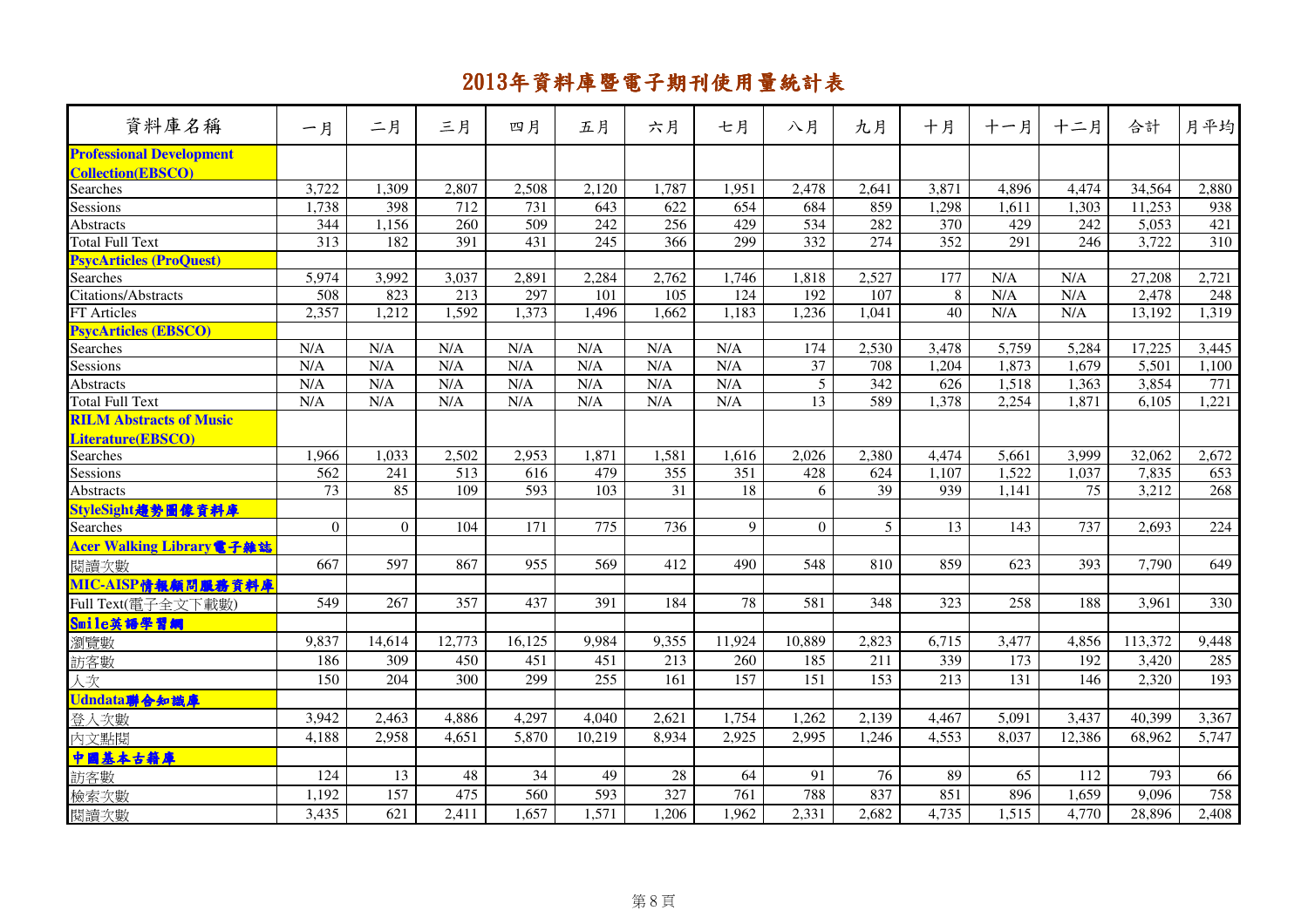# 2013年資料庫暨電子期刊使用量統計表

| 資料庫名稱 | 一月 | 二月 | 三月 | 四月 | 五月 | 六月 | 七月 | 八月 | 九月 | 十月 | 十一月 | 十二月 | 合計 | 月平均 |
|---|---|---|---|---|---|---|---|---|---|---|---|---|---|---|
| **Professional Development Collection(EBSCO)** | | | | | | | | | | | | | | |
| Searches | 3,722 | 1,309 | 2,807 | 2,508 | 2,120 | 1,787 | 1,951 | 2,478 | 2,641 | 3,871 | 4,896 | 4,474 | 34,564 | 2,880 |
| Sessions | 1,738 | 398 | 712 | 731 | 643 | 622 | 654 | 684 | 859 | 1,298 | 1,611 | 1,303 | 11,253 | 938 |
| Abstracts | 344 | 1,156 | 260 | 509 | 242 | 256 | 429 | 534 | 282 | 370 | 429 | 242 | 5,053 | 421 |
| Total Full Text | 313 | 182 | 391 | 431 | 245 | 366 | 299 | 332 | 274 | 352 | 291 | 246 | 3,722 | 310 |
| **PsycArticles (ProQuest)** | | | | | | | | | | | | | | |
| Searches | 5,974 | 3,992 | 3,037 | 2,891 | 2,284 | 2,762 | 1,746 | 1,818 | 2,527 | 177 | N/A | N/A | 27,208 | 2,721 |
| Citations/Abstracts | 508 | 823 | 213 | 297 | 101 | 105 | 124 | 192 | 107 | 8 | N/A | N/A | 2,478 | 248 |
| FT Articles | 2,357 | 1,212 | 1,592 | 1,373 | 1,496 | 1,662 | 1,183 | 1,236 | 1,041 | 40 | N/A | N/A | 13,192 | 1,319 |
| **PsycArticles (EBSCO)** | | | | | | | | | | | | | | |
| Searches | N/A | N/A | N/A | N/A | N/A | N/A | N/A | 174 | 2,530 | 3,478 | 5,759 | 5,284 | 17,225 | 3,445 |
| Sessions | N/A | N/A | N/A | N/A | N/A | N/A | N/A | 37 | 708 | 1,204 | 1,873 | 1,679 | 5,501 | 1,100 |
| Abstracts | N/A | N/A | N/A | N/A | N/A | N/A | N/A | 5 | 342 | 626 | 1,518 | 1,363 | 3,854 | 771 |
| Total Full Text | N/A | N/A | N/A | N/A | N/A | N/A | N/A | 13 | 589 | 1,378 | 2,254 | 1,871 | 6,105 | 1,221 |
| **RILM Abstracts of Music Literature(EBSCO)** | | | | | | | | | | | | | | |
| Searches | 1,966 | 1,033 | 2,502 | 2,953 | 1,871 | 1,581 | 1,616 | 2,026 | 2,380 | 4,474 | 5,661 | 3,999 | 32,062 | 2,672 |
| Sessions | 562 | 241 | 513 | 616 | 479 | 355 | 351 | 428 | 624 | 1,107 | 1,522 | 1,037 | 7,835 | 653 |
| Abstracts | 73 | 85 | 109 | 593 | 103 | 31 | 18 | 6 | 39 | 939 | 1,141 | 75 | 3,212 | 268 |
| **StyleSight趨勢圖像資料庫** | | | | | | | | | | | | | | |
| Searches | 0 | 0 | 104 | 171 | 775 | 736 | 9 | 0 | 5 | 13 | 143 | 737 | 2,693 | 224 |
| **Acer Walking Library電子雜誌** | | | | | | | | | | | | | | |
| 閱讀次數 | 667 | 597 | 867 | 955 | 569 | 412 | 490 | 548 | 810 | 859 | 623 | 393 | 7,790 | 649 |
| **MIC-AISP情報顧問服務資料庫** | | | | | | | | | | | | | | |
| Full Text(電子全文下載數) | 549 | 267 | 357 | 437 | 391 | 184 | 78 | 581 | 348 | 323 | 258 | 188 | 3,961 | 330 |
| **Smile英語學習網** | | | | | | | | | | | | | | |
| 瀏覽數 | 9,837 | 14,614 | 12,773 | 16,125 | 9,984 | 9,355 | 11,924 | 10,889 | 2,823 | 6,715 | 3,477 | 4,856 | 113,372 | 9,448 |
| 訪客數 | 186 | 309 | 450 | 451 | 451 | 213 | 260 | 185 | 211 | 339 | 173 | 192 | 3,420 | 285 |
| 人次 | 150 | 204 | 300 | 299 | 255 | 161 | 157 | 151 | 153 | 213 | 131 | 146 | 2,320 | 193 |
| **Udndata聯合知識庫** | | | | | | | | | | | | | | |
| 登入次數 | 3,942 | 2,463 | 4,886 | 4,297 | 4,040 | 2,621 | 1,754 | 1,262 | 2,139 | 4,467 | 5,091 | 3,437 | 40,399 | 3,367 |
| 內文點閱 | 4,188 | 2,958 | 4,651 | 5,870 | 10,219 | 8,934 | 2,925 | 2,995 | 1,246 | 4,553 | 8,037 | 12,386 | 68,962 | 5,747 |
| **中國基本古籍庫** | | | | | | | | | | | | | | |
| 訪客數 | 124 | 13 | 48 | 34 | 49 | 28 | 64 | 91 | 76 | 89 | 65 | 112 | 793 | 66 |
| 檢索次數 | 1,192 | 157 | 475 | 560 | 593 | 327 | 761 | 788 | 837 | 851 | 896 | 1,659 | 9,096 | 758 |
| 閱讀次數 | 3,435 | 621 | 2,411 | 1,657 | 1,571 | 1,206 | 1,962 | 2,331 | 2,682 | 4,735 | 1,515 | 4,770 | 28,896 | 2,408 |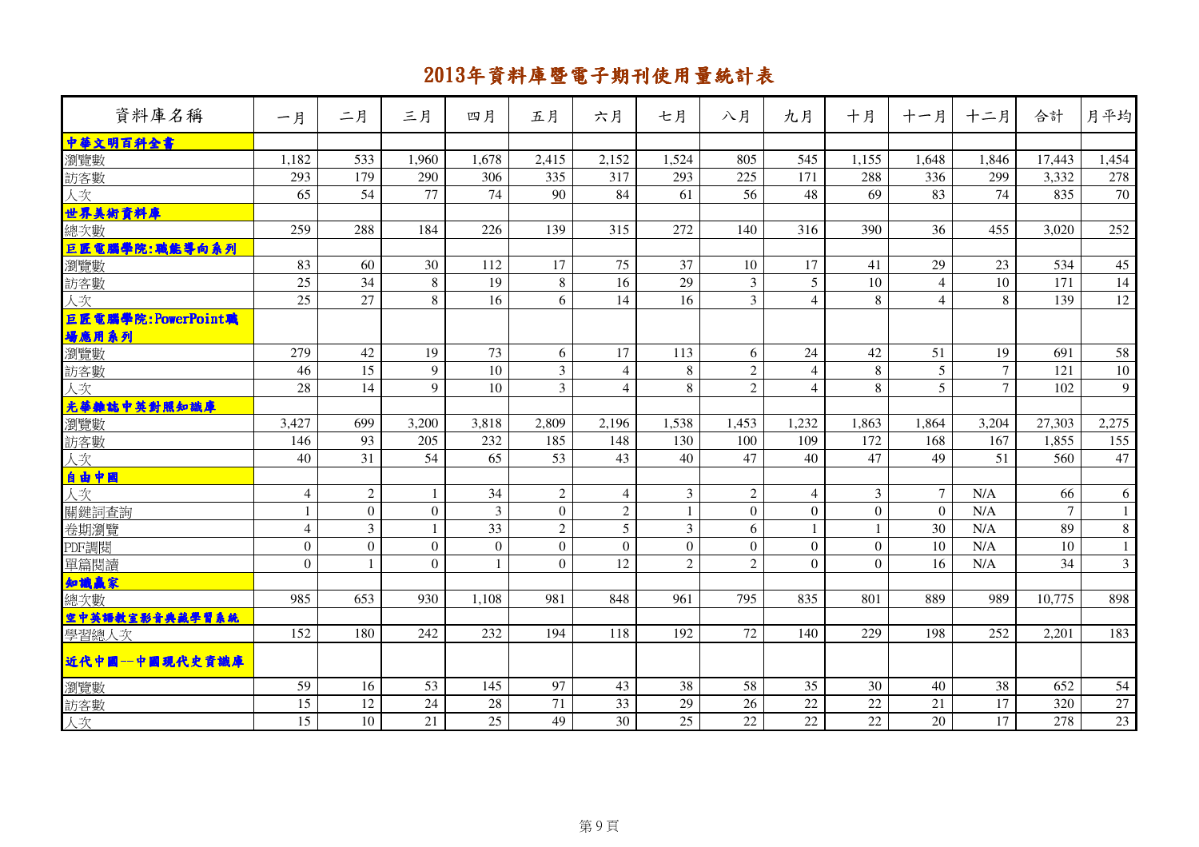# 2013年資料庫暨電子期刊使用量統計表

| 資料庫名稱 | 一月 | 二月 | 三月 | 四月 | 五月 | 六月 | 七月 | 八月 | 九月 | 十月 | 十一月 | 十二月 | 合計 | 月平均 |
|---|---|---|---|---|---|---|---|---|---|---|---|---|---|---|
| **中華文明百科全書** | | | | | | | | | | | | | | |
| 瀏覽數 | 1,182 | 533 | 1,960 | 1,678 | 2,415 | 2,152 | 1,524 | 805 | 545 | 1,155 | 1,648 | 1,846 | 17,443 | 1,454 |
| 訪客數 | 293 | 179 | 290 | 306 | 335 | 317 | 293 | 225 | 171 | 288 | 336 | 299 | 3,332 | 278 |
| 人次 | 65 | 54 | 77 | 74 | 90 | 84 | 61 | 56 | 48 | 69 | 83 | 74 | 835 | 70 |
| **世界美術資料庫** | | | | | | | | | | | | | | |
| 總次數 | 259 | 288 | 184 | 226 | 139 | 315 | 272 | 140 | 316 | 390 | 36 | 455 | 3,020 | 252 |
| **巨匠電腦學院:職能導向系列** | | | | | | | | | | | | | | |
| 瀏覽數 | 83 | 60 | 30 | 112 | 17 | 75 | 37 | 10 | 17 | 41 | 29 | 23 | 534 | 45 |
| 訪客數 | 25 | 34 | 8 | 19 | 8 | 16 | 29 | 3 | 5 | 10 | 4 | 10 | 171 | 14 |
| 人次 | 25 | 27 | 8 | 16 | 6 | 14 | 16 | 3 | 4 | 8 | 4 | 8 | 139 | 12 |
| **巨匠電腦學院:PowerPoint職場應用系列** | | | | | | | | | | | | | | |
| 瀏覽數 | 279 | 42 | 19 | 73 | 6 | 17 | 113 | 6 | 24 | 42 | 51 | 19 | 691 | 58 |
| 訪客數 | 46 | 15 | 9 | 10 | 3 | 4 | 8 | 2 | 4 | 8 | 5 | 7 | 121 | 10 |
| 人次 | 28 | 14 | 9 | 10 | 3 | 4 | 8 | 2 | 4 | 8 | 5 | 7 | 102 | 9 |
| **光華雜誌中英對照知識庫** | | | | | | | | | | | | | | |
| 瀏覽數 | 3,427 | 699 | 3,200 | 3,818 | 2,809 | 2,196 | 1,538 | 1,453 | 1,232 | 1,863 | 1,864 | 3,204 | 27,303 | 2,275 |
| 訪客數 | 146 | 93 | 205 | 232 | 185 | 148 | 130 | 100 | 109 | 172 | 168 | 167 | 1,855 | 155 |
| 人次 | 40 | 31 | 54 | 65 | 53 | 43 | 40 | 47 | 40 | 47 | 49 | 51 | 560 | 47 |
| **自由中國** | | | | | | | | | | | | | | |
| 人次 | 4 | 2 | 1 | 34 | 2 | 4 | 3 | 2 | 4 | 3 | 7 | N/A | 66 | 6 |
| 關鍵詞查詢 | 1 | 0 | 0 | 3 | 0 | 2 | 1 | 0 | 0 | 0 | 0 | N/A | 7 | 1 |
| 卷期瀏覽 | 4 | 3 | 1 | 33 | 2 | 5 | 3 | 6 | 1 | 1 | 30 | N/A | 89 | 8 |
| PDF調閱 | 0 | 0 | 0 | 0 | 0 | 0 | 0 | 0 | 0 | 0 | 10 | N/A | 10 | 1 |
| 單篇閱讀 | 0 | 1 | 0 | 1 | 0 | 12 | 2 | 2 | 0 | 0 | 16 | N/A | 34 | 3 |
| **知識贏家** | | | | | | | | | | | | | | |
| 總次數 | 985 | 653 | 930 | 1,108 | 981 | 848 | 961 | 795 | 835 | 801 | 889 | 989 | 10,775 | 898 |
| **空中英語教室影音典藏學習系統** | | | | | | | | | | | | | | |
| 學習總人次 | 152 | 180 | 242 | 232 | 194 | 118 | 192 | 72 | 140 | 229 | 198 | 252 | 2,201 | 183 |
| **近代中國--中國現代史資識庫** | | | | | | | | | | | | | | |
| 瀏覽數 | 59 | 16 | 53 | 145 | 97 | 43 | 38 | 58 | 35 | 30 | 40 | 38 | 652 | 54 |
| 訪客數 | 15 | 12 | 24 | 28 | 71 | 33 | 29 | 26 | 22 | 22 | 21 | 17 | 320 | 27 |
| 人次 | 15 | 10 | 21 | 25 | 49 | 30 | 25 | 22 | 22 | 22 | 20 | 17 | 278 | 23 |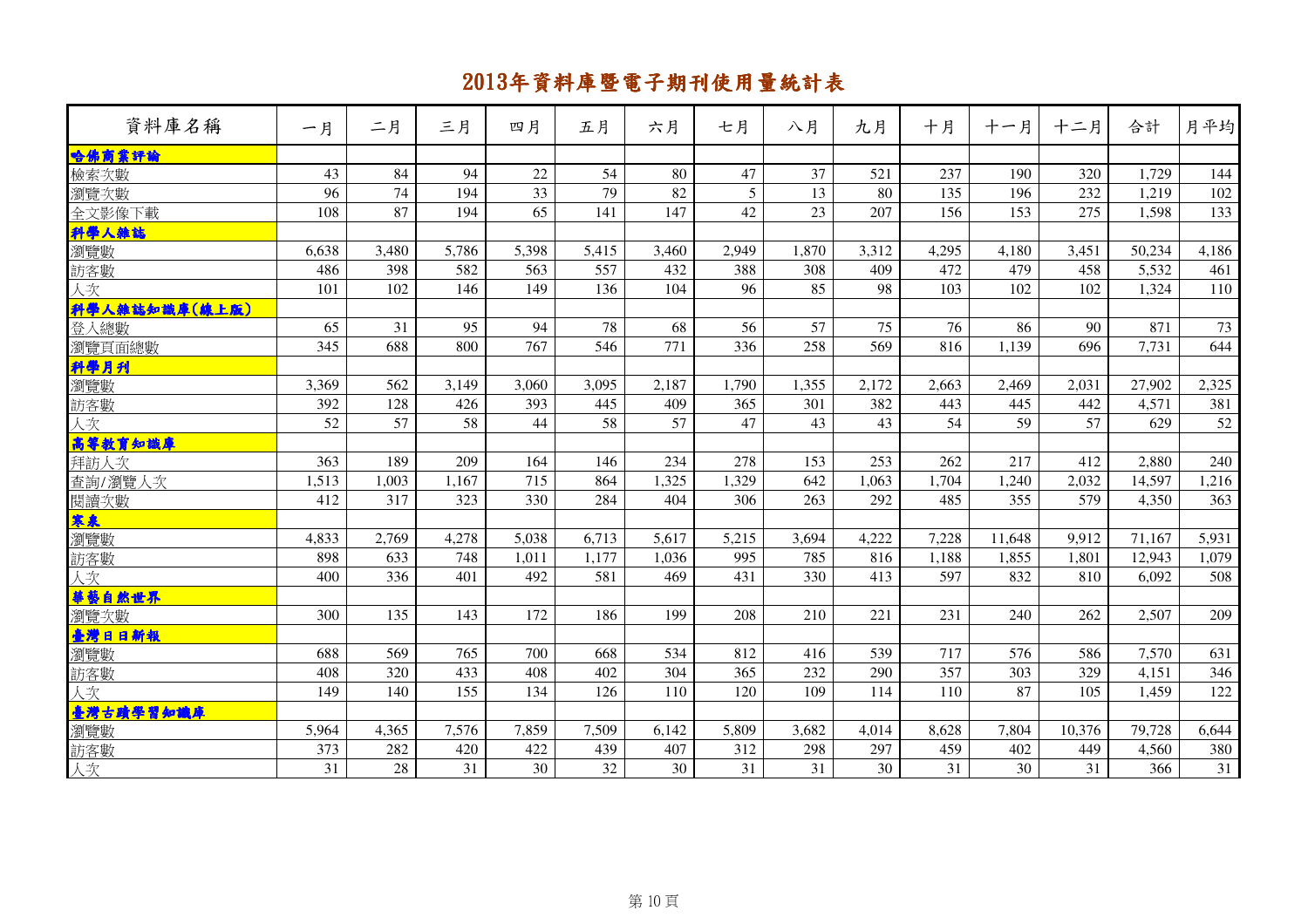# 2013年資料庫暨電子期刊使用量統計表

| 資料庫名稱 | 一月 | 二月 | 三月 | 四月 | 五月 | 六月 | 七月 | 八月 | 九月 | 十月 | 十一月 | 十二月 | 合計 | 月平均 |
|---|---|---|---|---|---|---|---|---|---|---|---|---|---|---|
| **哈佛商業評論** | | | | | | | | | | | | | | |
| 檢索次數 | 43 | 84 | 94 | 22 | 54 | 80 | 47 | 37 | 521 | 237 | 190 | 320 | 1,729 | 144 |
| 瀏覽次數 | 96 | 74 | 194 | 33 | 79 | 82 | 5 | 13 | 80 | 135 | 196 | 232 | 1,219 | 102 |
| 全文影像下載 | 108 | 87 | 194 | 65 | 141 | 147 | 42 | 23 | 207 | 156 | 153 | 275 | 1,598 | 133 |
| **科學人雜誌** | | | | | | | | | | | | | | |
| 瀏覽數 | 6,638 | 3,480 | 5,786 | 5,398 | 5,415 | 3,460 | 2,949 | 1,870 | 3,312 | 4,295 | 4,180 | 3,451 | 50,234 | 4,186 |
| 訪客數 | 486 | 398 | 582 | 563 | 557 | 432 | 388 | 308 | 409 | 472 | 479 | 458 | 5,532 | 461 |
| 人次 | 101 | 102 | 146 | 149 | 136 | 104 | 96 | 85 | 98 | 103 | 102 | 102 | 1,324 | 110 |
| **科學人雜誌知識庫(線上版)** | | | | | | | | | | | | | | |
| 登入總數 | 65 | 31 | 95 | 94 | 78 | 68 | 56 | 57 | 75 | 76 | 86 | 90 | 871 | 73 |
| 瀏覽頁面總數 | 345 | 688 | 800 | 767 | 546 | 771 | 336 | 258 | 569 | 816 | 1,139 | 696 | 7,731 | 644 |
| **科學月刊** | | | | | | | | | | | | | | |
| 瀏覽數 | 3,369 | 562 | 3,149 | 3,060 | 3,095 | 2,187 | 1,790 | 1,355 | 2,172 | 2,663 | 2,469 | 2,031 | 27,902 | 2,325 |
| 訪客數 | 392 | 128 | 426 | 393 | 445 | 409 | 365 | 301 | 382 | 443 | 445 | 442 | 4,571 | 381 |
| 人次 | 52 | 57 | 58 | 44 | 58 | 57 | 47 | 43 | 43 | 54 | 59 | 57 | 629 | 52 |
| **高等教育知識庫** | | | | | | | | | | | | | | |
| 拜訪人次 | 363 | 189 | 209 | 164 | 146 | 234 | 278 | 153 | 253 | 262 | 217 | 412 | 2,880 | 240 |
| 查詢/瀏覽人次 | 1,513 | 1,003 | 1,167 | 715 | 864 | 1,325 | 1,329 | 642 | 1,063 | 1,704 | 1,240 | 2,032 | 14,597 | 1,216 |
| 閱讀次數 | 412 | 317 | 323 | 330 | 284 | 404 | 306 | 263 | 292 | 485 | 355 | 579 | 4,350 | 363 |
| **寰宇** | | | | | | | | | | | | | | |
| 瀏覽數 | 4,833 | 2,769 | 4,278 | 5,038 | 6,713 | 5,617 | 5,215 | 3,694 | 4,222 | 7,228 | 11,648 | 9,912 | 71,167 | 5,931 |
| 訪客數 | 898 | 633 | 748 | 1,011 | 1,177 | 1,036 | 995 | 785 | 816 | 1,188 | 1,855 | 1,801 | 12,943 | 1,079 |
| 人次 | 400 | 336 | 401 | 492 | 581 | 469 | 431 | 330 | 413 | 597 | 832 | 810 | 6,092 | 508 |
| **華藝自然世界** | | | | | | | | | | | | | | |
| 瀏覽次數 | 300 | 135 | 143 | 172 | 186 | 199 | 208 | 210 | 221 | 231 | 240 | 262 | 2,507 | 209 |
| **臺灣日日新報** | | | | | | | | | | | | | | |
| 瀏覽數 | 688 | 569 | 765 | 700 | 668 | 534 | 812 | 416 | 539 | 717 | 576 | 586 | 7,570 | 631 |
| 訪客數 | 408 | 320 | 433 | 408 | 402 | 304 | 365 | 232 | 290 | 357 | 303 | 329 | 4,151 | 346 |
| 人次 | 149 | 140 | 155 | 134 | 126 | 110 | 120 | 109 | 114 | 110 | 87 | 105 | 1,459 | 122 |
| **臺灣古蹟學習知識庫** | | | | | | | | | | | | | | |
| 瀏覽數 | 5,964 | 4,365 | 7,576 | 7,859 | 7,509 | 6,142 | 5,809 | 3,682 | 4,014 | 8,628 | 7,804 | 10,376 | 79,728 | 6,644 |
| 訪客數 | 373 | 282 | 420 | 422 | 439 | 407 | 312 | 298 | 297 | 459 | 402 | 449 | 4,560 | 380 |
| 人次 | 31 | 28 | 31 | 30 | 32 | 30 | 31 | 31 | 30 | 31 | 30 | 31 | 366 | 31 |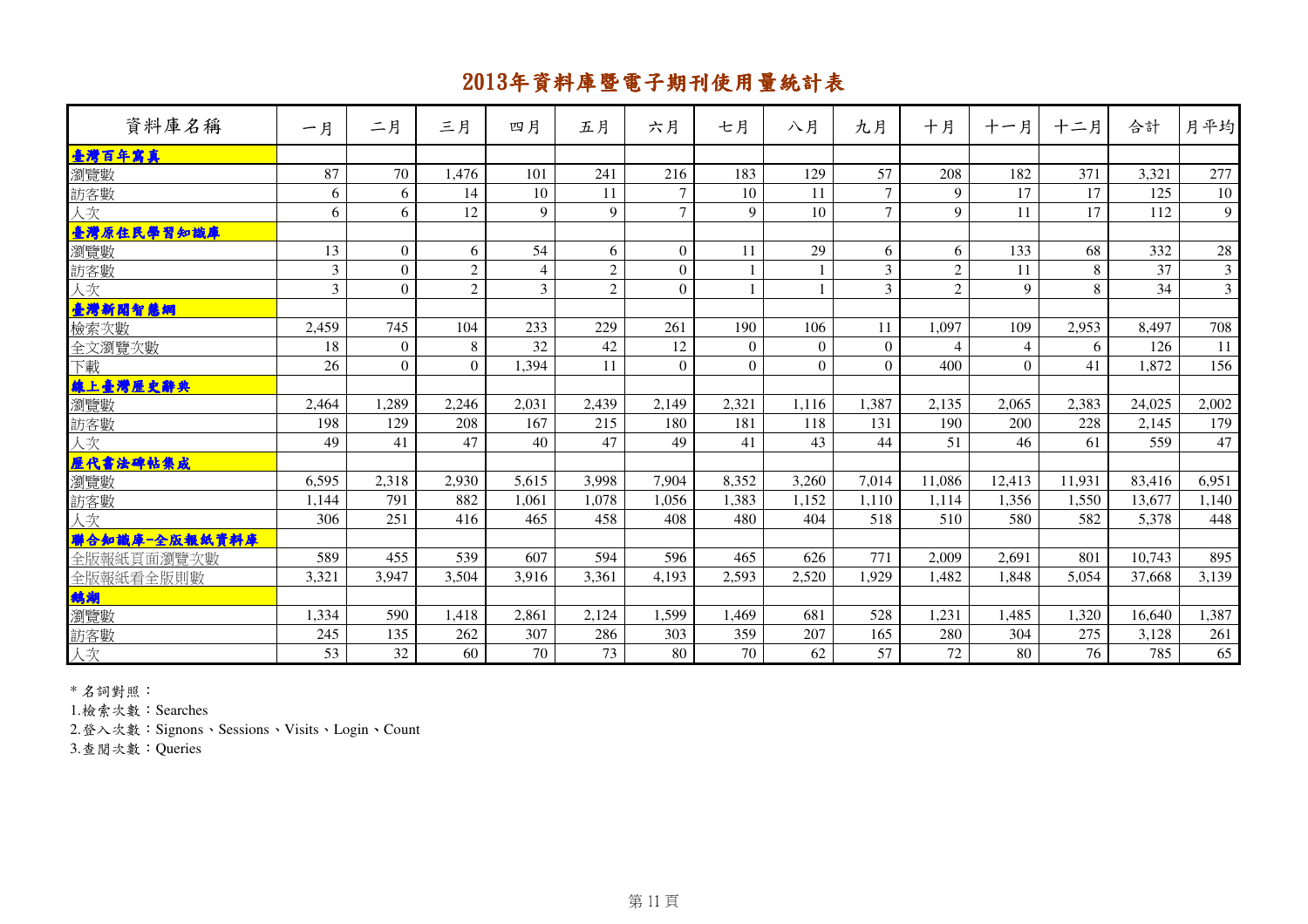# 2013年資料庫暨電子期刊使用量統計表

| 資料庫名稱 | 一月 | 二月 | 三月 | 四月 | 五月 | 六月 | 七月 | 八月 | 九月 | 十月 | 十一月 | 十二月 | 合計 | 月平均 |
|---|---|---|---|---|---|---|---|---|---|---|---|---|---|---|
| **臺灣百年寫真** | | | | | | | | | | | | | | |
| 瀏覽數 | 87 | 70 | 1,476 | 101 | 241 | 216 | 183 | 129 | 57 | 208 | 182 | 371 | 3,321 | 277 |
| 訪客數 | 6 | 6 | 14 | 10 | 11 | 7 | 10 | 11 | 7 | 9 | 17 | 17 | 125 | 10 |
| 人次 | 6 | 6 | 12 | 9 | 9 | 7 | 9 | 10 | 7 | 9 | 11 | 17 | 112 | 9 |
| **臺灣原住民學習知識庫** | | | | | | | | | | | | | | |
| 瀏覽數 | 13 | 0 | 6 | 54 | 6 | 0 | 11 | 29 | 6 | 6 | 133 | 68 | 332 | 28 |
| 訪客數 | 3 | 0 | 2 | 4 | 2 | 0 | 1 | 1 | 3 | 2 | 11 | 8 | 37 | 3 |
| 人次 | 3 | 0 | 2 | 3 | 2 | 0 | 1 | 1 | 3 | 2 | 9 | 8 | 34 | 3 |
| **臺灣新聞智慧網** | | | | | | | | | | | | | | |
| 檢索次數 | 2,459 | 745 | 104 | 233 | 229 | 261 | 190 | 106 | 11 | 1,097 | 109 | 2,953 | 8,497 | 708 |
| 全文瀏覽次數 | 18 | 0 | 8 | 32 | 42 | 12 | 0 | 0 | 0 | 4 | 4 | 6 | 126 | 11 |
| 下載 | 26 | 0 | 0 | 1,394 | 11 | 0 | 0 | 0 | 0 | 400 | 0 | 41 | 1,872 | 156 |
| **線上臺灣歷史辭典** | | | | | | | | | | | | | | |
| 瀏覽數 | 2,464 | 1,289 | 2,246 | 2,031 | 2,439 | 2,149 | 2,321 | 1,116 | 1,387 | 2,135 | 2,065 | 2,383 | 24,025 | 2,002 |
| 訪客數 | 198 | 129 | 208 | 167 | 215 | 180 | 181 | 118 | 131 | 190 | 200 | 228 | 2,145 | 179 |
| 人次 | 49 | 41 | 47 | 40 | 47 | 49 | 41 | 43 | 44 | 51 | 46 | 61 | 559 | 47 |
| **歷代書法碑帖集成** | | | | | | | | | | | | | | |
| 瀏覽數 | 6,595 | 2,318 | 2,930 | 5,615 | 3,998 | 7,904 | 8,352 | 3,260 | 7,014 | 11,086 | 12,413 | 11,931 | 83,416 | 6,951 |
| 訪客數 | 1,144 | 791 | 882 | 1,061 | 1,078 | 1,056 | 1,383 | 1,152 | 1,110 | 1,114 | 1,356 | 1,550 | 13,677 | 1,140 |
| 人次 | 306 | 251 | 416 | 465 | 458 | 408 | 480 | 404 | 518 | 510 | 580 | 582 | 5,378 | 448 |
| **聯合知識庫-全版報紙資料庫** | | | | | | | | | | | | | | |
| 全版報紙頁面瀏覽次數 | 589 | 455 | 539 | 607 | 594 | 596 | 465 | 626 | 771 | 2,009 | 2,691 | 801 | 10,743 | 895 |
| 全版報紙看全版則數 | 3,321 | 3,947 | 3,504 | 3,916 | 3,361 | 4,193 | 2,593 | 2,520 | 1,929 | 1,482 | 1,848 | 5,054 | 37,668 | 3,139 |
| **鵝湖** | | | | | | | | | | | | | | |
| 瀏覽數 | 1,334 | 590 | 1,418 | 2,861 | 2,124 | 1,599 | 1,469 | 681 | 528 | 1,231 | 1,485 | 1,320 | 16,640 | 1,387 |
| 訪客數 | 245 | 135 | 262 | 307 | 286 | 303 | 359 | 207 | 165 | 280 | 304 | 275 | 3,128 | 261 |
| 人次 | 53 | 32 | 60 | 70 | 73 | 80 | 70 | 62 | 57 | 72 | 80 | 76 | 785 | 65 |

* 名詞對照：

1.檢索次數：Searches

2.登入次數：Signons、Sessions、Visits、Login、Count

3.查閱次數：Queries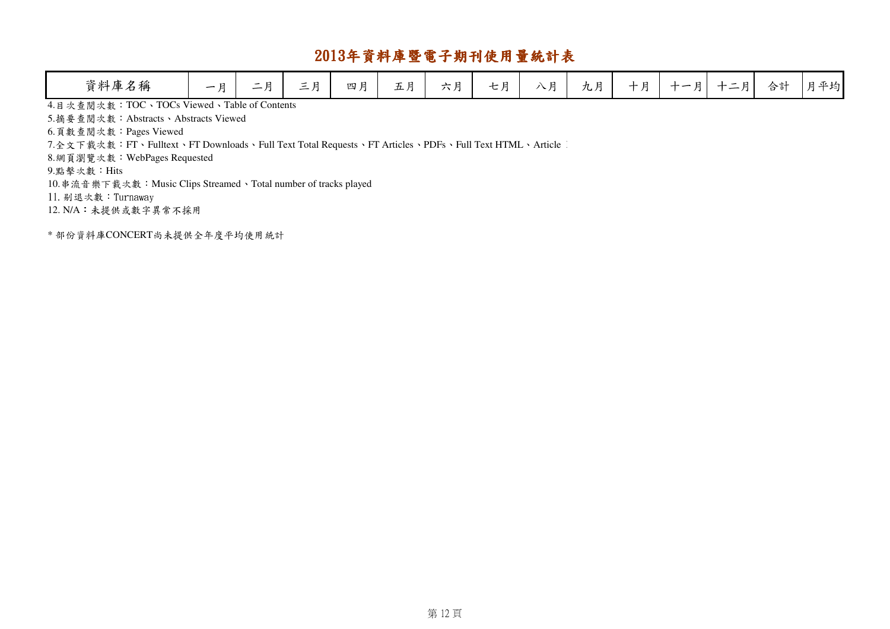# 2013年資料庫暨電子期刊使用量統計表

| 資料庫名稱 | 一月 | 二月 | 三月 | 四月 | 五月 | 六月 | 七月 | 八月 | 九月 | 十月 | 十一月 | 十二月 | 合計 | 月平均 |
|---|---|---|---|---|---|---|---|---|---|---|---|---|---|---|

4.目次查閱次數：TOC、TOCs Viewed、Table of Contents

5.摘要查閱次數：Abstracts、Abstracts Viewed

6.頁數查閱次數：Pages Viewed

7.全文下載次數：FT、Fulltext、FT Downloads、Full Text Total Requests、FT Articles、PDFs、Full Text HTML、Article 

8.網頁瀏覽次數：WebPages Requested

9.點擊次數：Hits

10.串流音樂下載次數：Music Clips Streamed、Total number of tracks played

11. 剔退次數：Turnaway

12. N/A：未提供或數字異常不採用

* 部份資料庫CONCERT尚未提供全年度平均使用統計